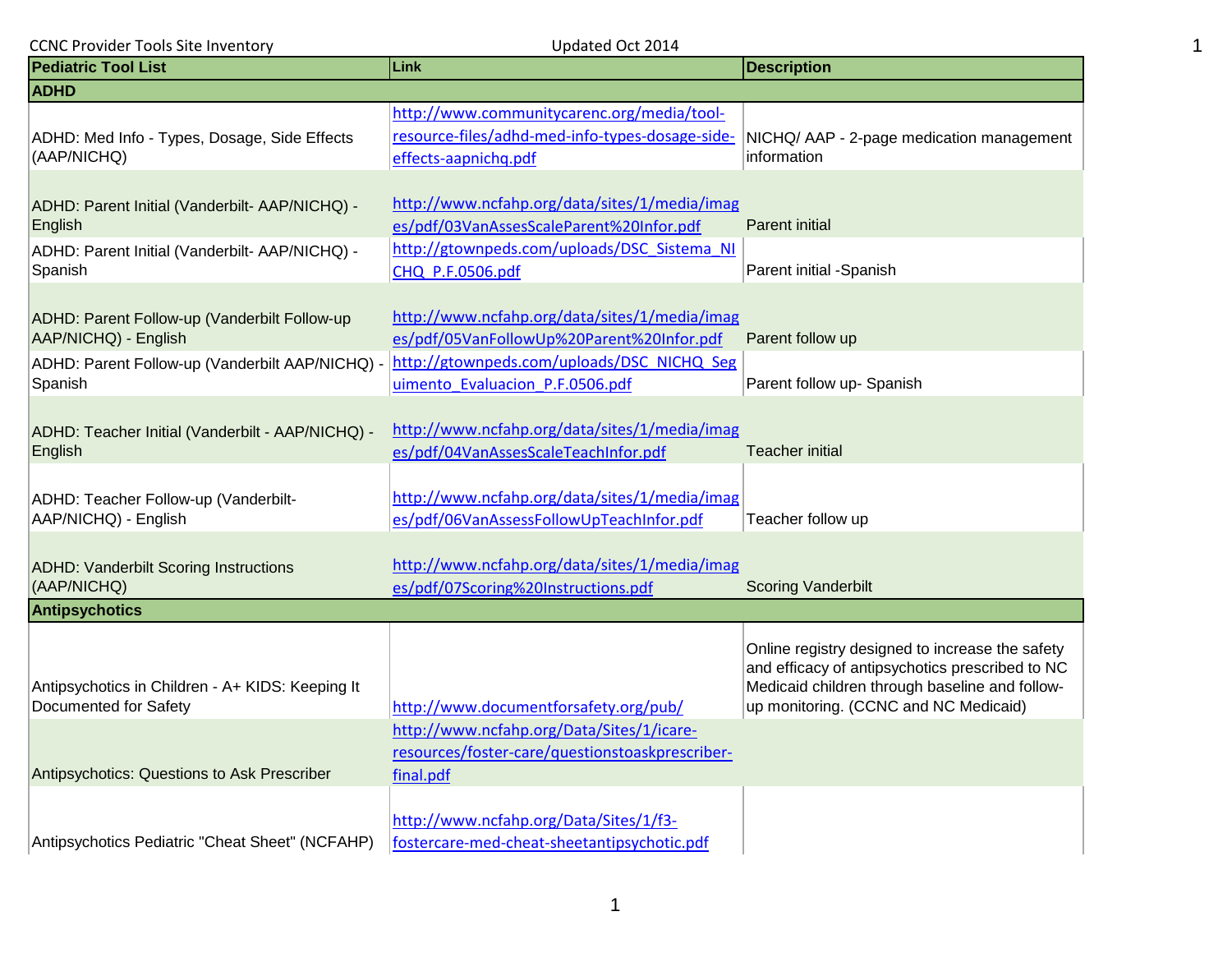CCNC Provider Tools Site Inventory — Updated Oct 2014

| Pediatric Tool List | Link | Description |
|---|---|---|
| **ADHD** | | |
| ADHD: Med Info - Types, Dosage, Side Effects (AAP/NICHQ) | http://www.communitycarenc.org/media/tool-resource-files/adhd-med-info-types-dosage-side-effects-aapnichq.pdf | NICHQ/ AAP - 2-page medication management information |
| ADHD: Parent Initial (Vanderbilt- AAP/NICHQ) - English | http://www.ncfahp.org/data/sites/1/media/images/pdf/03VanAssesScaleParent%20Infor.pdf | Parent initial |
| ADHD: Parent Initial (Vanderbilt- AAP/NICHQ) - Spanish | http://gtownpeds.com/uploads/DSC_Sistema_NICHQ_P.F.0506.pdf | Parent initial -Spanish |
| ADHD: Parent Follow-up (Vanderbilt Follow-up AAP/NICHQ) - English | http://www.ncfahp.org/data/sites/1/media/images/pdf/05VanFollowUp%20Parent%20Infor.pdf | Parent follow up |
| ADHD: Parent Follow-up (Vanderbilt AAP/NICHQ) - Spanish | http://gtownpeds.com/uploads/DSC_NICHQ_Seguimento_Evaluacion_P.F.0506.pdf | Parent follow up- Spanish |
| ADHD: Teacher Initial (Vanderbilt - AAP/NICHQ) - English | http://www.ncfahp.org/data/sites/1/media/images/pdf/04VanAssesScaleTeachInfor.pdf | Teacher initial |
| ADHD: Teacher Follow-up (Vanderbilt-AAP/NICHQ) - English | http://www.ncfahp.org/data/sites/1/media/images/pdf/06VanAssessFollowUpTeachInfor.pdf | Teacher follow up |
| ADHD: Vanderbilt Scoring Instructions (AAP/NICHQ) | http://www.ncfahp.org/data/sites/1/media/images/pdf/07Scoring%20Instructions.pdf | Scoring Vanderbilt |
| **Antipsychotics** | | |
| Antipsychotics in Children - A+ KIDS: Keeping It Documented for Safety | http://www.documentforsafety.org/pub/ | Online registry designed to increase the safety and efficacy of antipsychotics prescribed to NC Medicaid children through baseline and follow-up monitoring. (CCNC and NC Medicaid) |
| Antipsychotics: Questions to Ask Prescriber | http://www.ncfahp.org/Data/Sites/1/icare-resources/foster-care/questionstoaskprescriber-final.pdf | |
| Antipsychotics Pediatric "Cheat Sheet" (NCFAHP) | http://www.ncfahp.org/Data/Sites/1/f3-fostercare-med-cheat-sheetantipsychotic.pdf | |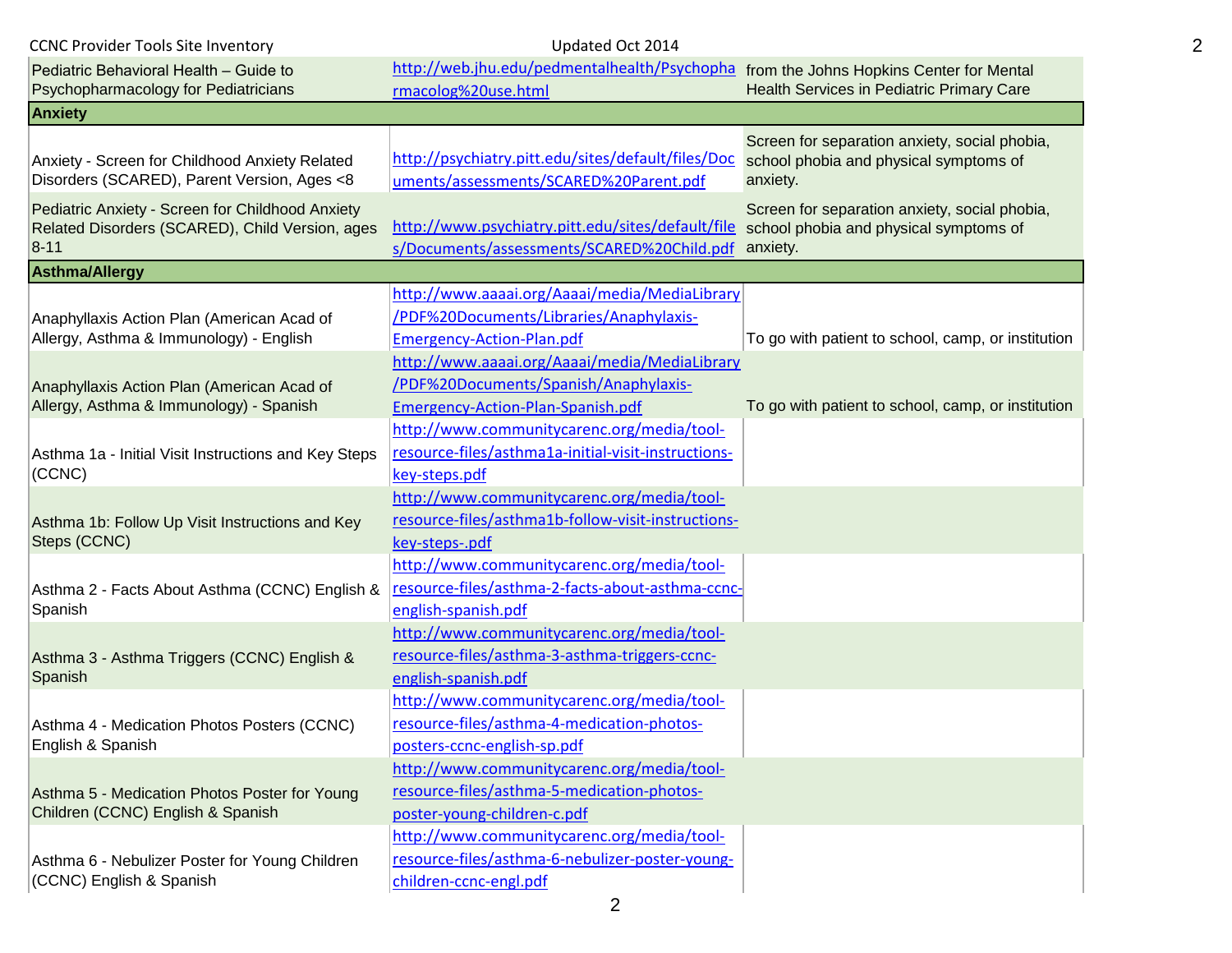| | | |
|---|---|---|
| Pediatric Behavioral Health – Guide to Psychopharmacology for Pediatricians | http://web.jhu.edu/pedmentalhealth/Psychopharmacolog%20use.html | from the Johns Hopkins Center for Mental Health Services in Pediatric Primary Care |
| **Anxiety** | | |
| Anxiety - Screen for Childhood Anxiety Related Disorders (SCARED), Parent Version, Ages <8 | http://psychiatry.pitt.edu/sites/default/files/Documents/assessments/SCARED%20Parent.pdf | Screen for separation anxiety, social phobia, school phobia and physical symptoms of anxiety. |
| Pediatric Anxiety - Screen for Childhood Anxiety Related Disorders (SCARED), Child Version, ages 8-11 | http://www.psychiatry.pitt.edu/sites/default/files/Documents/assessments/SCARED%20Child.pdf | Screen for separation anxiety, social phobia, school phobia and physical symptoms of anxiety. |
| **Asthma/Allergy** | | |
| Anaphyllaxis Action Plan (American Acad of Allergy, Asthma & Immunology) - English | http://www.aaaai.org/Aaaai/media/MediaLibrary/PDF%20Documents/Libraries/Anaphylaxis-Emergency-Action-Plan.pdf | To go with patient to school, camp, or institution |
| Anaphyllaxis Action Plan (American Acad of Allergy, Asthma & Immunology) - Spanish | http://www.aaaai.org/Aaaai/media/MediaLibrary/PDF%20Documents/Spanish/Anaphylaxis-Emergency-Action-Plan-Spanish.pdf | To go with patient to school, camp, or institution |
| Asthma 1a - Initial Visit Instructions and Key Steps (CCNC) | http://www.communitycarenc.org/media/tool-resource-files/asthma1a-initial-visit-instructions-key-steps.pdf | |
| Asthma 1b: Follow Up Visit Instructions and Key Steps (CCNC) | http://www.communitycarenc.org/media/tool-resource-files/asthma1b-follow-visit-instructions-key-steps-.pdf | |
| Asthma 2 - Facts About Asthma (CCNC) English & Spanish | http://www.communitycarenc.org/media/tool-resource-files/asthma-2-facts-about-asthma-ccnc-english-spanish.pdf | |
| Asthma 3 - Asthma Triggers (CCNC) English & Spanish | http://www.communitycarenc.org/media/tool-resource-files/asthma-3-asthma-triggers-ccnc-english-spanish.pdf | |
| Asthma 4 - Medication Photos Posters (CCNC) English & Spanish | http://www.communitycarenc.org/media/tool-resource-files/asthma-4-medication-photos-posters-ccnc-english-sp.pdf | |
| Asthma 5 - Medication Photos Poster for Young Children (CCNC) English & Spanish | http://www.communitycarenc.org/media/tool-resource-files/asthma-5-medication-photos-poster-young-children-c.pdf | |
| Asthma 6 - Nebulizer Poster for Young Children (CCNC) English & Spanish | http://www.communitycarenc.org/media/tool-resource-files/asthma-6-nebulizer-poster-young-children-ccnc-engl.pdf | |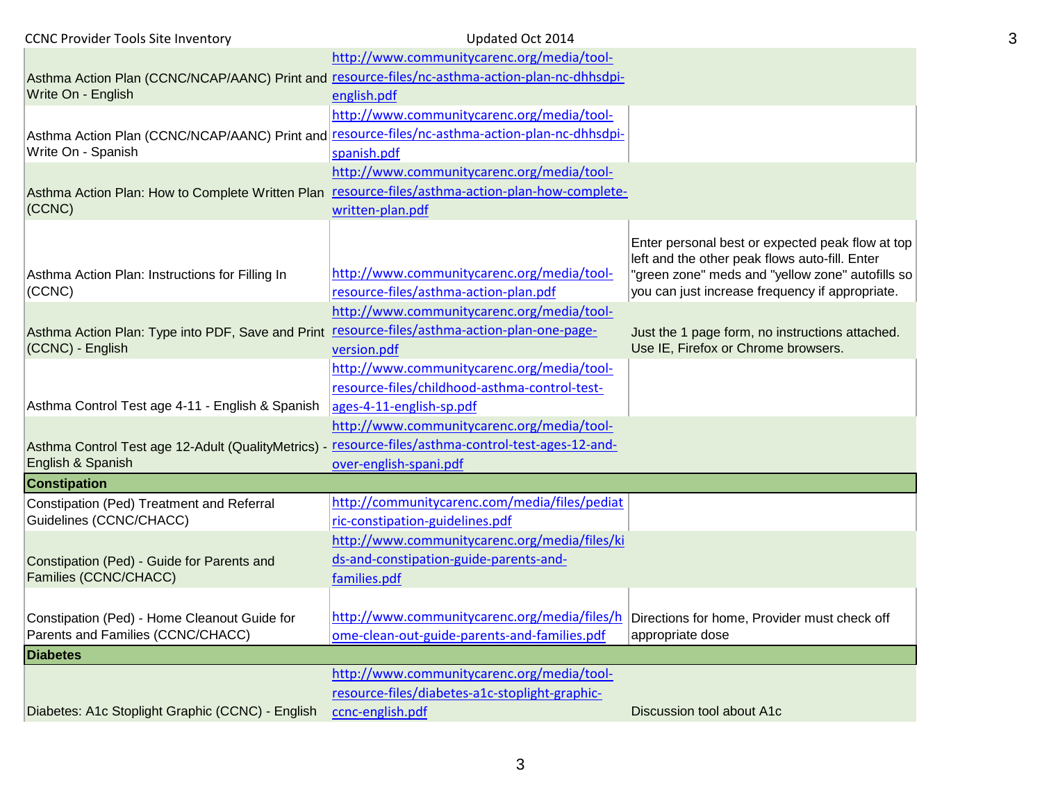| | | |
|---|---|---|
| Asthma Action Plan (CCNC/NCAP/AANC) Print and Write On - English | http://www.communitycarenc.org/media/tool-resource-files/nc-asthma-action-plan-nc-dhhsdpi-english.pdf | |
| Asthma Action Plan (CCNC/NCAP/AANC) Print and Write On - Spanish | http://www.communitycarenc.org/media/tool-resource-files/nc-asthma-action-plan-nc-dhhsdpi-spanish.pdf | |
| Asthma Action Plan: How to Complete Written Plan (CCNC) | http://www.communitycarenc.org/media/tool-resource-files/asthma-action-plan-how-complete-written-plan.pdf | |
| Asthma Action Plan: Instructions for Filling In (CCNC) | http://www.communitycarenc.org/media/tool-resource-files/asthma-action-plan.pdf | Enter personal best or expected peak flow at top left and the other peak flows auto-fill. Enter "green zone" meds and "yellow zone" autofills so you can just increase frequency if appropriate. |
| Asthma Action Plan: Type into PDF, Save and Print (CCNC) - English | http://www.communitycarenc.org/media/tool-resource-files/asthma-action-plan-one-page-version.pdf | Just the 1 page form, no instructions attached. Use IE, Firefox or Chrome browsers. |
| Asthma Control Test age 4-11 - English & Spanish | http://www.communitycarenc.org/media/tool-resource-files/childhood-asthma-control-test-ages-4-11-english-sp.pdf | |
| Asthma Control Test age 12-Adult (QualityMetrics) - English & Spanish | http://www.communitycarenc.org/media/tool-resource-files/asthma-control-test-ages-12-and-over-english-spani.pdf | |
| **Constipation** | | |
| Constipation (Ped) Treatment and Referral Guidelines (CCNC/CHACC) | http://communitycarenc.com/media/files/pediatric-constipation-guidelines.pdf | |
| Constipation (Ped) - Guide for Parents and Families (CCNC/CHACC) | http://www.communitycarenc.org/media/files/kids-and-constipation-guide-parents-and-families.pdf | |
| Constipation (Ped) - Home Cleanout Guide for Parents and Families (CCNC/CHACC) | http://www.communitycarenc.org/media/files/home-clean-out-guide-parents-and-families.pdf | Directions for home, Provider must check off appropriate dose |
| **Diabetes** | | |
| Diabetes: A1c Stoplight Graphic (CCNC) - English | http://www.communitycarenc.org/media/tool-resource-files/diabetes-a1c-stoplight-graphic-ccnc-english.pdf | Discussion tool about A1c |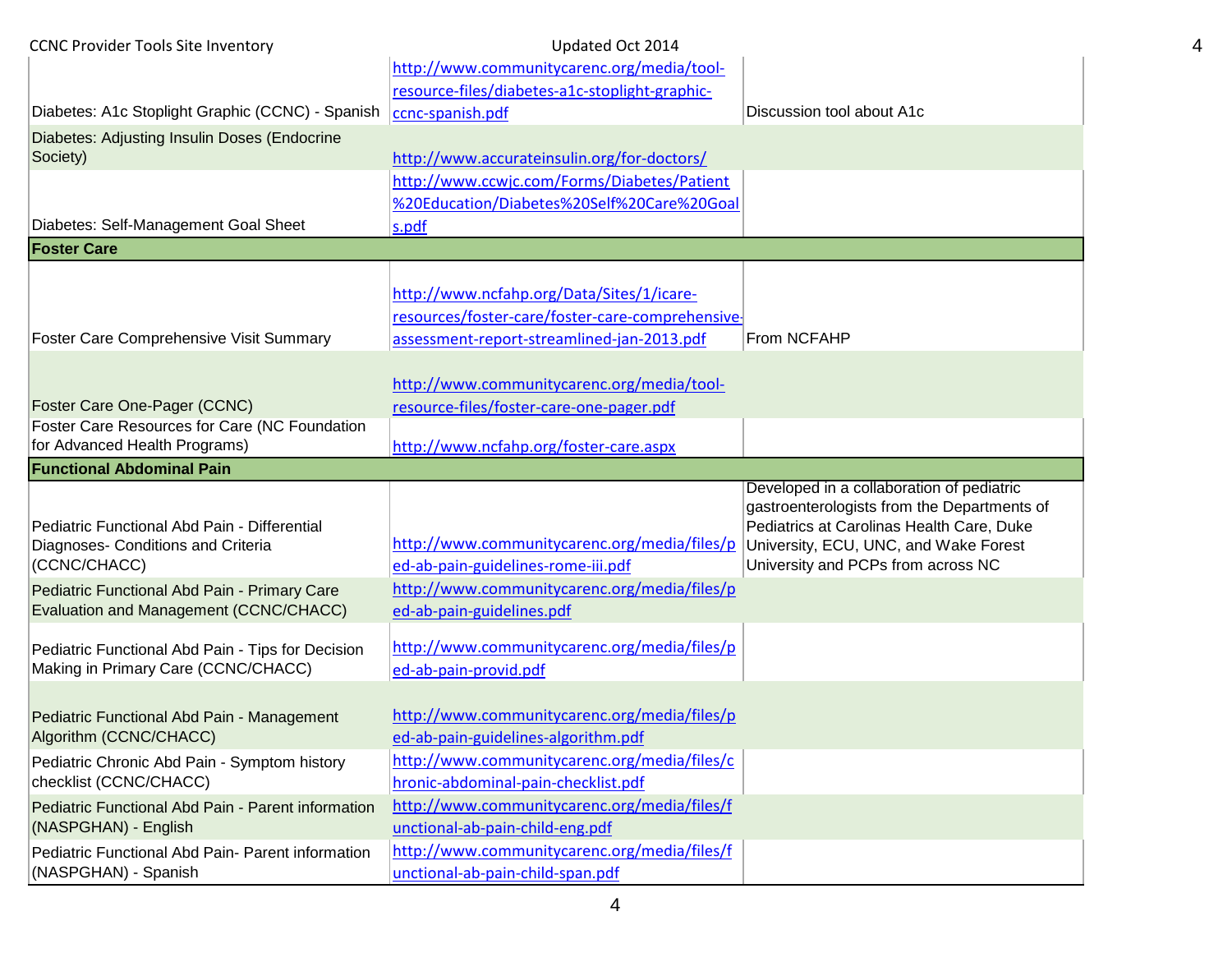| | | |
|---|---|---|
| Diabetes: A1c Stoplight Graphic (CCNC) - Spanish | http://www.communitycarenc.org/media/tool-resource-files/diabetes-a1c-stoplight-graphic-ccnc-spanish.pdf | Discussion tool about A1c |
| Diabetes: Adjusting Insulin Doses (Endocrine Society) | http://www.accurateinsulin.org/for-doctors/ | |
| Diabetes: Self-Management Goal Sheet | http://www.ccwjc.com/Forms/Diabetes/Patient%20Education/Diabetes%20Self%20Care%20Goals.pdf | |
| **Foster Care** | | |
| Foster Care Comprehensive Visit Summary | http://www.ncfahp.org/Data/Sites/1/icare-resources/foster-care/foster-care-comprehensive-assessment-report-streamlined-jan-2013.pdf | From NCFAHP |
| Foster Care One-Pager (CCNC) | http://www.communitycarenc.org/media/tool-resource-files/foster-care-one-pager.pdf | |
| Foster Care Resources for Care (NC Foundation for Advanced Health Programs) | http://www.ncfahp.org/foster-care.aspx | |
| **Functional Abdominal Pain** | | |
| Pediatric Functional Abd Pain - Differential Diagnoses- Conditions and Criteria (CCNC/CHACC) | http://www.communitycarenc.org/media/files/ped-ab-pain-guidelines-rome-iii.pdf | Developed in a collaboration of pediatric gastroenterologists from the Departments of Pediatrics at Carolinas Health Care, Duke University, ECU, UNC, and Wake Forest University and PCPs from across NC |
| Pediatric Functional Abd Pain - Primary Care Evaluation and Management (CCNC/CHACC) | http://www.communitycarenc.org/media/files/ped-ab-pain-guidelines.pdf | |
| Pediatric Functional Abd Pain - Tips for Decision Making in Primary Care (CCNC/CHACC) | http://www.communitycarenc.org/media/files/ped-ab-pain-provid.pdf | |
| Pediatric Functional Abd Pain - Management Algorithm (CCNC/CHACC) | http://www.communitycarenc.org/media/files/ped-ab-pain-guidelines-algorithm.pdf | |
| Pediatric Chronic Abd Pain - Symptom history checklist (CCNC/CHACC) | http://www.communitycarenc.org/media/files/chronic-abdominal-pain-checklist.pdf | |
| Pediatric Functional Abd Pain - Parent information (NASPGHAN) - English | http://www.communitycarenc.org/media/files/functional-ab-pain-child-eng.pdf | |
| Pediatric Functional Abd Pain- Parent information (NASPGHAN) - Spanish | http://www.communitycarenc.org/media/files/functional-ab-pain-child-span.pdf | |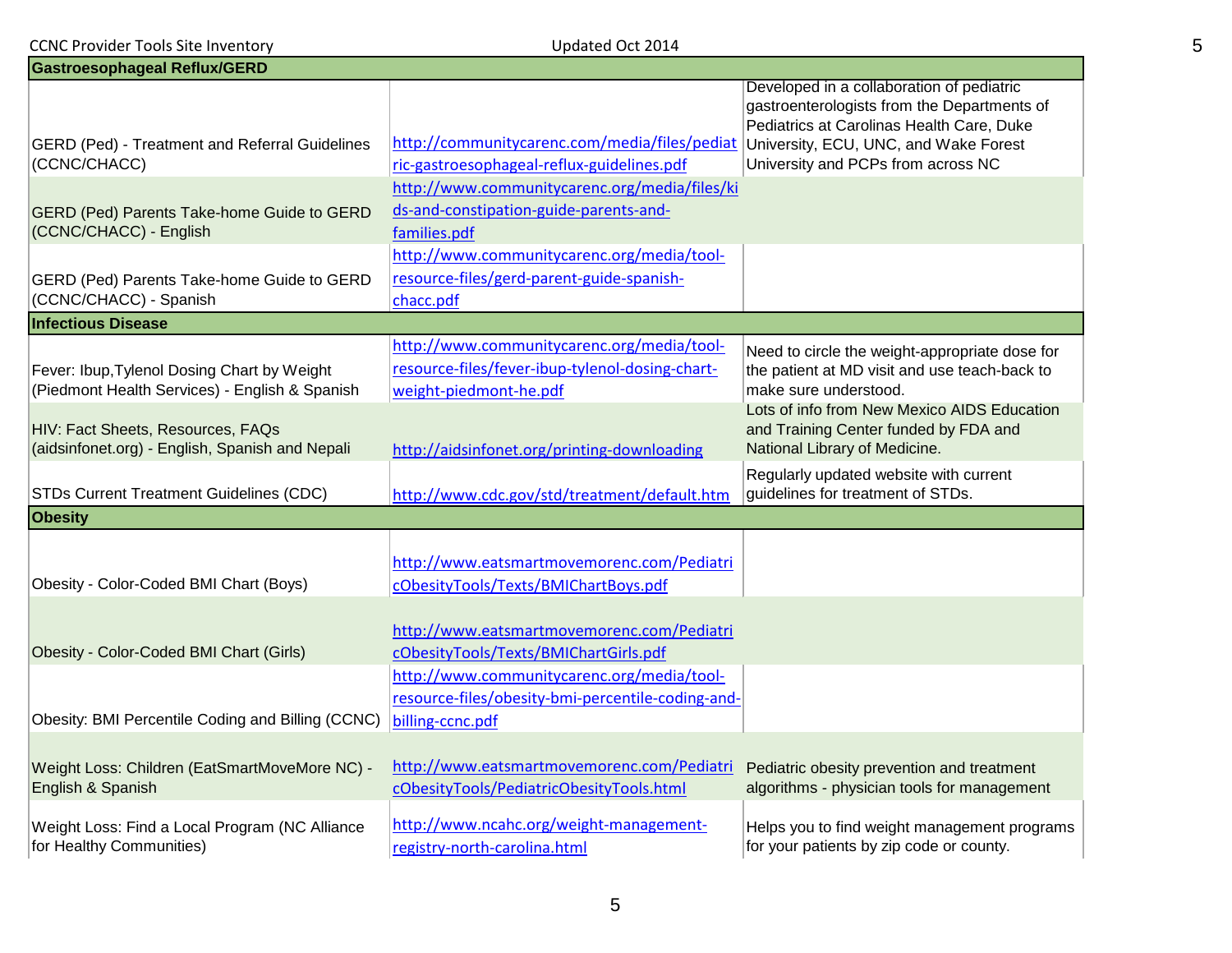| Gastroesophageal Reflux/GERD | | |
|---|---|---|
| GERD (Ped) - Treatment and Referral Guidelines (CCNC/CHACC) | http://communitycarenc.com/media/files/pediatric-gastroesophageal-reflux-guidelines.pdf | Developed in a collaboration of pediatric gastroenterologists from the Departments of Pediatrics at Carolinas Health Care, Duke University, ECU, UNC, and Wake Forest University and PCPs from across NC |
| GERD (Ped) Parents Take-home Guide to GERD (CCNC/CHACC) - English | http://www.communitycarenc.org/media/files/kids-and-constipation-guide-parents-and-families.pdf | |
| GERD (Ped) Parents Take-home Guide to GERD (CCNC/CHACC) - Spanish | http://www.communitycarenc.org/media/tool-resource-files/gerd-parent-guide-spanish-chacc.pdf | |
| **Infectious Disease** | | |
| Fever: Ibup,Tylenol Dosing Chart by Weight (Piedmont Health Services) - English & Spanish | http://www.communitycarenc.org/media/tool-resource-files/fever-ibup-tylenol-dosing-chart-weight-piedmont-he.pdf | Need to circle the weight-appropriate dose for the patient at MD visit and use teach-back to make sure understood. |
| HIV: Fact Sheets, Resources, FAQs (aidsinfonet.org) - English, Spanish and Nepali | http://aidsinfonet.org/printing-downloading | Lots of info from New Mexico AIDS Education and Training Center funded by FDA and National Library of Medicine. |
| STDs Current Treatment Guidelines (CDC) | http://www.cdc.gov/std/treatment/default.htm | Regularly updated website with current guidelines for treatment of STDs. |
| **Obesity** | | |
| Obesity - Color-Coded BMI Chart (Boys) | http://www.eatsmartmovemorenc.com/PediatricObesityTools/Texts/BMIChartBoys.pdf | |
| Obesity - Color-Coded BMI Chart (Girls) | http://www.eatsmartmovemorenc.com/PediatricObesityTools/Texts/BMIChartGirls.pdf | |
| Obesity: BMI Percentile Coding and Billing (CCNC) | http://www.communitycarenc.org/media/tool-resource-files/obesity-bmi-percentile-coding-and-billing-ccnc.pdf | |
| Weight Loss: Children (EatSmartMoveMore NC) - English & Spanish | http://www.eatsmartmovemorenc.com/PediatricObesityTools/PediatricObesityTools.html | Pediatric obesity prevention and treatment algorithms - physician tools for management |
| Weight Loss: Find a Local Program (NC Alliance for Healthy Communities) | http://www.ncahc.org/weight-management-registry-north-carolina.html | Helps you to find weight management programs for your patients by zip code or county. |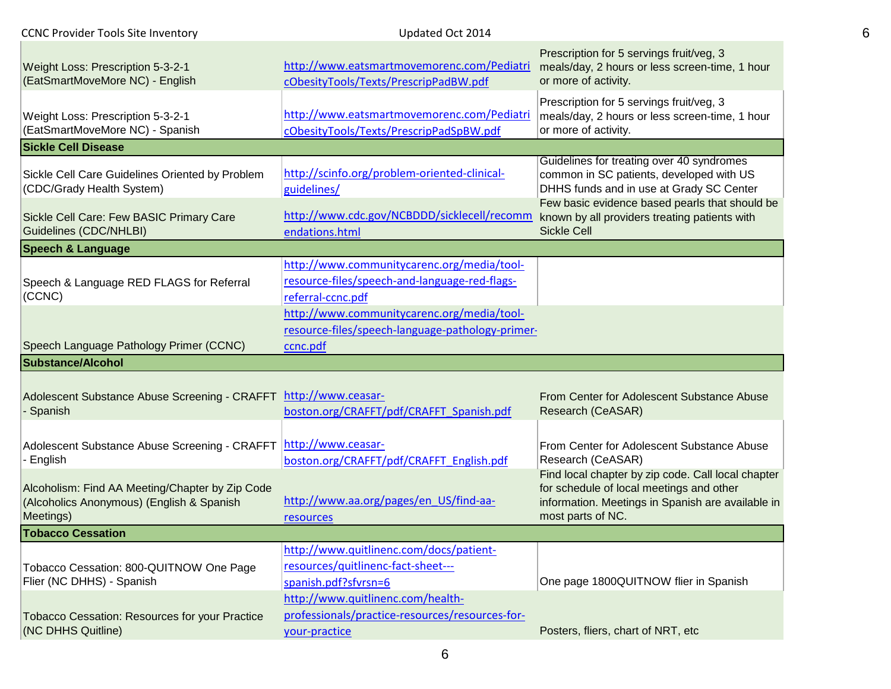| | | |
|---|---|---|
| Weight Loss: Prescription 5-3-2-1 (EatSmartMoveMore NC) - English | http://www.eatsmartmovemorenc.com/PediatricObesityTools/Texts/PrescripPadBW.pdf | Prescription for 5 servings fruit/veg, 3 meals/day, 2 hours or less screen-time, 1 hour or more of activity. |
| Weight Loss: Prescription 5-3-2-1 (EatSmartMoveMore NC) - Spanish | http://www.eatsmartmovemorenc.com/PediatricObesityTools/Texts/PrescripPadSpBW.pdf | Prescription for 5 servings fruit/veg, 3 meals/day, 2 hours or less screen-time, 1 hour or more of activity. |
| **Sickle Cell Disease** | | |
| Sickle Cell Care Guidelines Oriented by Problem (CDC/Grady Health System) | http://scinfo.org/problem-oriented-clinical-guidelines/ | Guidelines for treating over 40 syndromes common in SC patients, developed with US DHHS funds and in use at Grady SC Center |
| Sickle Cell Care: Few BASIC Primary Care Guidelines (CDC/NHLBI) | http://www.cdc.gov/NCBDDD/sicklecell/recommendations.html | Few basic evidence based pearls that should be known by all providers treating patients with Sickle Cell |
| **Speech & Language** | | |
| Speech & Language RED FLAGS for Referral (CCNC) | http://www.communitycarenc.org/media/tool-resource-files/speech-and-language-red-flags-referral-ccnc.pdf | |
| Speech Language Pathology Primer (CCNC) | http://www.communitycarenc.org/media/tool-resource-files/speech-language-pathology-primer-ccnc.pdf | |
| **Substance/Alcohol** | | |
| Adolescent Substance Abuse Screening - CRAFFT - Spanish | http://www.ceasar-boston.org/CRAFFT/pdf/CRAFFT_Spanish.pdf | From Center for Adolescent Substance Abuse Research (CeASAR) |
| Adolescent Substance Abuse Screening - CRAFFT - English | http://www.ceasar-boston.org/CRAFFT/pdf/CRAFFT_English.pdf | From Center for Adolescent Substance Abuse Research (CeASAR) |
| Alcoholism: Find AA Meeting/Chapter by Zip Code (Alcoholics Anonymous) (English & Spanish Meetings) | http://www.aa.org/pages/en_US/find-aa-resources | Find local chapter by zip code. Call local chapter for schedule of local meetings and other information. Meetings in Spanish are available in most parts of NC. |
| **Tobacco Cessation** | | |
| Tobacco Cessation: 800-QUITNOW One Page Flier (NC DHHS) - Spanish | http://www.quitlinenc.com/docs/patient-resources/quitlinenc-fact-sheet---spanish.pdf?sfvrsn=6 | One page 1800QUITNOW flier in Spanish |
| Tobacco Cessation: Resources for your Practice (NC DHHS Quitline) | http://www.quitlinenc.com/health-professionals/practice-resources/resources-for-your-practice | Posters, fliers, chart of NRT, etc |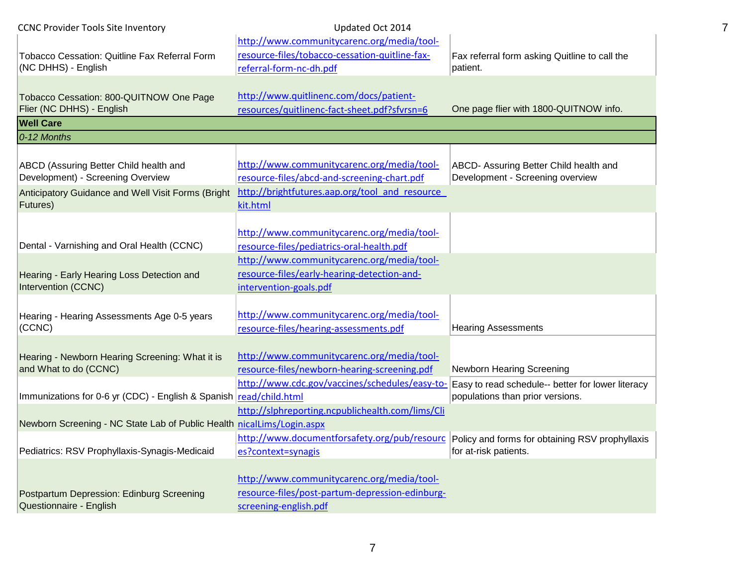| | | |
|---|---|---|
| Tobacco Cessation: Quitline Fax Referral Form (NC DHHS) - English | http://www.communitycarenc.org/media/tool-resource-files/tobacco-cessation-quitline-fax-referral-form-nc-dh.pdf | Fax referral form asking Quitline to call the patient. |
| Tobacco Cessation: 800-QUITNOW One Page Flier (NC DHHS) - English | http://www.quitlinenc.com/docs/patient-resources/quitlinenc-fact-sheet.pdf?sfvrsn=6 | One page flier with 1800-QUITNOW info. |
| **Well Care** | | |
| *0-12 Months* | | |
| ABCD (Assuring Better Child health and Development) - Screening Overview | http://www.communitycarenc.org/media/tool-resource-files/abcd-and-screening-chart.pdf | ABCD- Assuring Better Child health and Development - Screening overview |
| Anticipatory Guidance and Well Visit Forms (Bright Futures) | http://brightfutures.aap.org/tool_and_resource_kit.html | |
| Dental - Varnishing and Oral Health (CCNC) | http://www.communitycarenc.org/media/tool-resource-files/pediatrics-oral-health.pdf | |
| Hearing - Early Hearing Loss Detection and Intervention (CCNC) | http://www.communitycarenc.org/media/tool-resource-files/early-hearing-detection-and-intervention-goals.pdf | |
| Hearing - Hearing Assessments Age 0-5 years (CCNC) | http://www.communitycarenc.org/media/tool-resource-files/hearing-assessments.pdf | Hearing Assessments |
| Hearing - Newborn Hearing Screening: What it is and What to do (CCNC) | http://www.communitycarenc.org/media/tool-resource-files/newborn-hearing-screening.pdf | Newborn Hearing Screening |
| Immunizations for 0-6 yr (CDC) - English & Spanish | http://www.cdc.gov/vaccines/schedules/easy-to-read/child.html | Easy to read schedule-- better for lower literacy populations than prior versions. |
| Newborn Screening - NC State Lab of Public Health | http://slphreporting.ncpublichealth.com/lims/ClinicalLims/Login.aspx | |
| Pediatrics: RSV Prophylaxis-Synagis-Medicaid | http://www.documentforsafety.org/pub/resources?context=synagis | Policy and forms for obtaining RSV prophylaxis for at-risk patients. |
| Postpartum Depression: Edinburg Screening Questionnaire - English | http://www.communitycarenc.org/media/tool-resource-files/post-partum-depression-edinburg-screening-english.pdf | |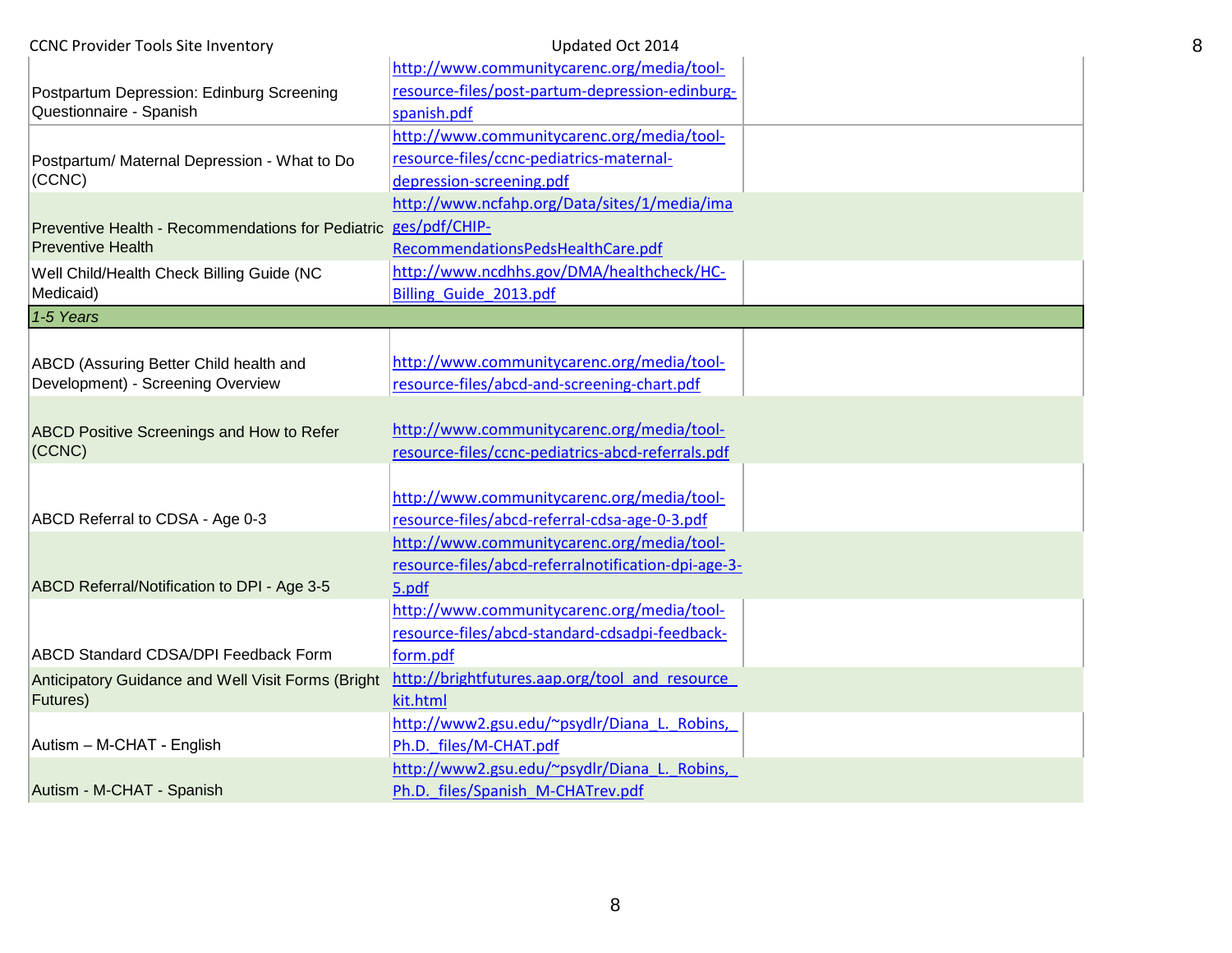| | | |
|---|---|---|
| Postpartum Depression: Edinburg Screening Questionnaire - Spanish | http://www.communitycarenc.org/media/tool-resource-files/post-partum-depression-edinburg-spanish.pdf | |
| Postpartum/ Maternal Depression - What to Do (CCNC) | http://www.communitycarenc.org/media/tool-resource-files/ccnc-pediatrics-maternal-depression-screening.pdf | |
| Preventive Health - Recommendations for Pediatric Preventive Health | http://www.ncfahp.org/Data/sites/1/media/images/pdf/CHIP-RecommendationsPedsHealthCare.pdf | |
| Well Child/Health Check Billing Guide (NC Medicaid) | http://www.ncdhhs.gov/DMA/healthcheck/HC-Billing_Guide_2013.pdf | |
| *1-5 Years* | | |
| ABCD (Assuring Better Child health and Development) - Screening Overview | http://www.communitycarenc.org/media/tool-resource-files/abcd-and-screening-chart.pdf | |
| ABCD Positive Screenings and How to Refer (CCNC) | http://www.communitycarenc.org/media/tool-resource-files/ccnc-pediatrics-abcd-referrals.pdf | |
| ABCD Referral to CDSA - Age 0-3 | http://www.communitycarenc.org/media/tool-resource-files/abcd-referral-cdsa-age-0-3.pdf | |
| ABCD Referral/Notification to DPI - Age 3-5 | http://www.communitycarenc.org/media/tool-resource-files/abcd-referralnotification-dpi-age-3-5.pdf | |
| ABCD Standard CDSA/DPI Feedback Form | http://www.communitycarenc.org/media/tool-resource-files/abcd-standard-cdsadpi-feedback-form.pdf | |
| Anticipatory Guidance and Well Visit Forms (Bright Futures) | http://brightfutures.aap.org/tool_and_resource_kit.html | |
| Autism – M-CHAT - English | http://www2.gsu.edu/~psydlr/Diana_L._Robins,_Ph.D._files/M-CHAT.pdf | |
| Autism - M-CHAT - Spanish | http://www2.gsu.edu/~psydlr/Diana_L._Robins,_Ph.D._files/Spanish_M-CHATrev.pdf | |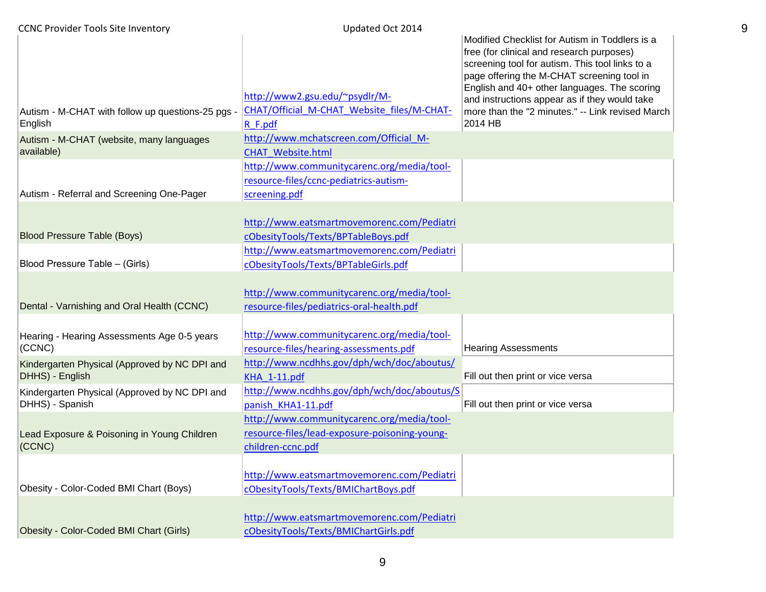| | | |
|---|---|---|
| Autism - M-CHAT with follow up questions-25 pgs - English | http://www2.gsu.edu/~psydlr/M-CHAT/Official_M-CHAT_Website_files/M-CHAT-R_F.pdf | Modified Checklist for Autism in Toddlers is a free (for clinical and research purposes) screening tool for autism. This tool links to a page offering the M-CHAT screening tool in English and 40+ other languages. The scoring and instructions appear as if they would take more than the "2 minutes." -- Link revised March 2014 HB |
| Autism - M-CHAT (website, many languages available) | http://www.mchatscreen.com/Official_M-CHAT_Website.html | |
| Autism - Referral and Screening One-Pager | http://www.communitycarenc.org/media/tool-resource-files/ccnc-pediatrics-autism-screening.pdf | |
| Blood Pressure Table (Boys) | http://www.eatsmartmovemorenc.com/PediatricObesityTools/Texts/BPTableBoys.pdf | |
| Blood Pressure Table – (Girls) | http://www.eatsmartmovemorenc.com/PediatricObesityTools/Texts/BPTableGirls.pdf | |
| Dental - Varnishing and Oral Health (CCNC) | http://www.communitycarenc.org/media/tool-resource-files/pediatrics-oral-health.pdf | |
| Hearing - Hearing Assessments Age 0-5 years (CCNC) | http://www.communitycarenc.org/media/tool-resource-files/hearing-assessments.pdf | Hearing Assessments |
| Kindergarten Physical (Approved by NC DPI and DHHS) - English | http://www.ncdhhs.gov/dph/wch/doc/aboutus/KHA_1-11.pdf | Fill out then print or vice versa |
| Kindergarten Physical (Approved by NC DPI and DHHS) - Spanish | http://www.ncdhhs.gov/dph/wch/doc/aboutus/Spanish_KHA1-11.pdf | Fill out then print or vice versa |
| Lead Exposure & Poisoning in Young Children (CCNC) | http://www.communitycarenc.org/media/tool-resource-files/lead-exposure-poisoning-young-children-ccnc.pdf | |
| Obesity - Color-Coded BMI Chart (Boys) | http://www.eatsmartmovemorenc.com/PediatricObesityTools/Texts/BMIChartBoys.pdf | |
| Obesity - Color-Coded BMI Chart (Girls) | http://www.eatsmartmovemorenc.com/PediatricObesityTools/Texts/BMIChartGirls.pdf | |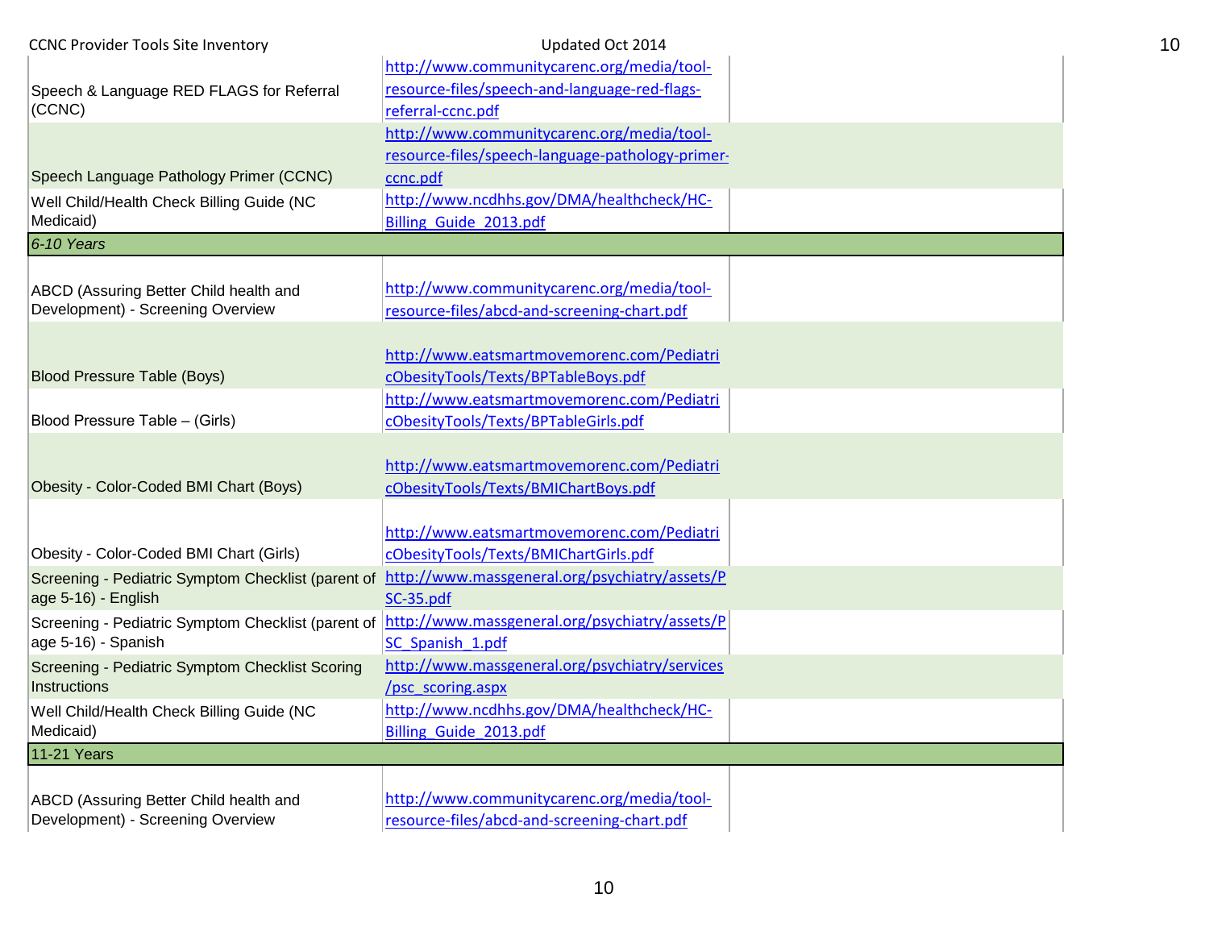| | | |
|---|---|---|
| Speech & Language RED FLAGS for Referral (CCNC) | http://www.communitycarenc.org/media/tool-resource-files/speech-and-language-red-flags-referral-ccnc.pdf | |
| Speech Language Pathology Primer (CCNC) | http://www.communitycarenc.org/media/tool-resource-files/speech-language-pathology-primer-ccnc.pdf | |
| Well Child/Health Check Billing Guide (NC Medicaid) | http://www.ncdhhs.gov/DMA/healthcheck/HC-Billing_Guide_2013.pdf | |
| *6-10 Years* | | |
| ABCD (Assuring Better Child health and Development) - Screening Overview | http://www.communitycarenc.org/media/tool-resource-files/abcd-and-screening-chart.pdf | |
| Blood Pressure Table (Boys) | http://www.eatsmartmovemorenc.com/PediatricObesityTools/Texts/BPTableBoys.pdf | |
| Blood Pressure Table – (Girls) | http://www.eatsmartmovemorenc.com/PediatricObesityTools/Texts/BPTableGirls.pdf | |
| Obesity - Color-Coded BMI Chart (Boys) | http://www.eatsmartmovemorenc.com/PediatricObesityTools/Texts/BMIChartBoys.pdf | |
| Obesity - Color-Coded BMI Chart (Girls) | http://www.eatsmartmovemorenc.com/PediatricObesityTools/Texts/BMIChartGirls.pdf | |
| Screening - Pediatric Symptom Checklist (parent of age 5-16) - English | http://www.massgeneral.org/psychiatry/assets/PSC-35.pdf | |
| Screening - Pediatric Symptom Checklist (parent of age 5-16) - Spanish | http://www.massgeneral.org/psychiatry/assets/PSC_Spanish_1.pdf | |
| Screening - Pediatric Symptom Checklist Scoring Instructions | http://www.massgeneral.org/psychiatry/services/psc_scoring.aspx | |
| Well Child/Health Check Billing Guide (NC Medicaid) | http://www.ncdhhs.gov/DMA/healthcheck/HC-Billing_Guide_2013.pdf | |
| 11-21 Years | | |
| ABCD (Assuring Better Child health and Development) - Screening Overview | http://www.communitycarenc.org/media/tool-resource-files/abcd-and-screening-chart.pdf | |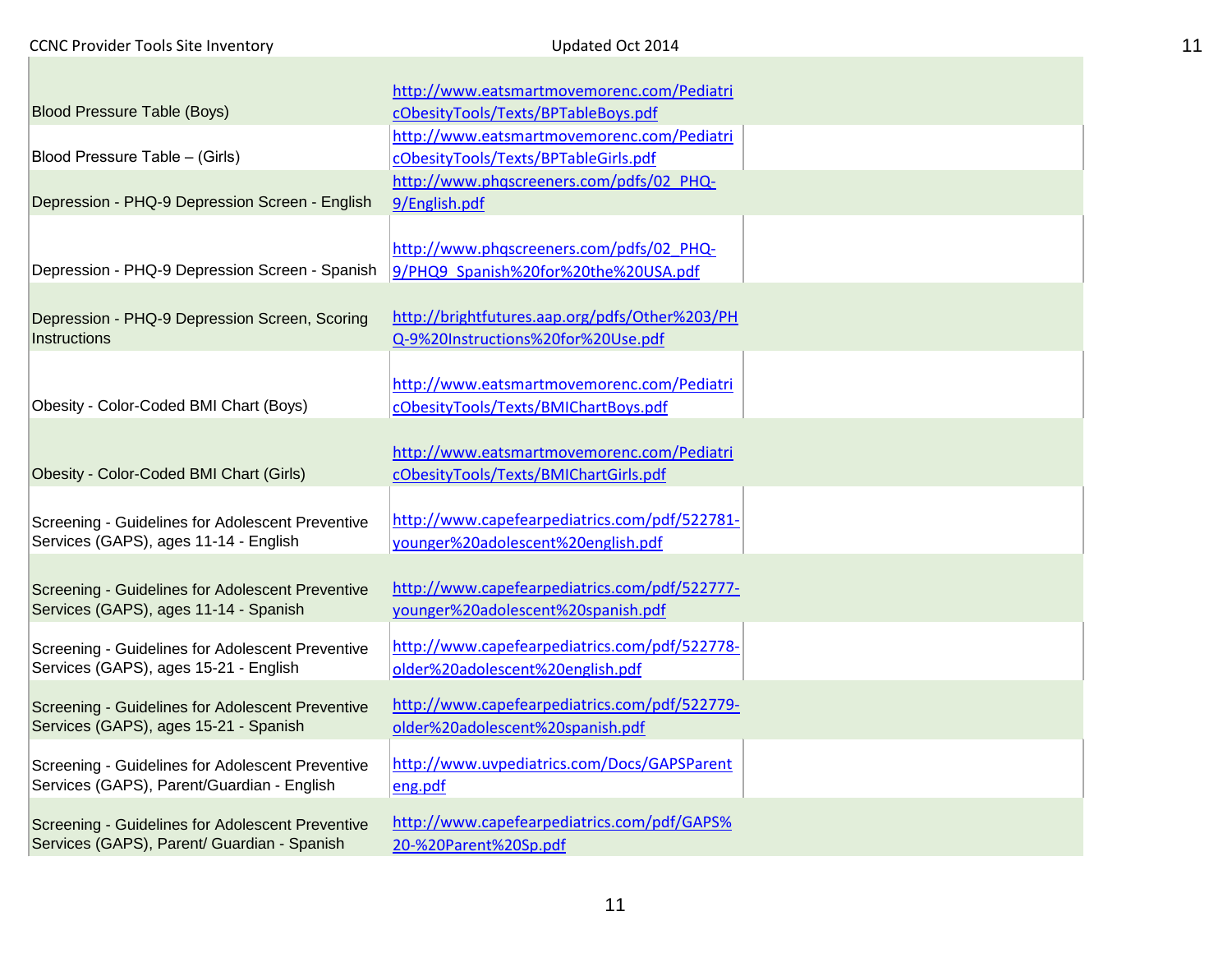| | | |
|---|---|---|
| Blood Pressure Table (Boys) | http://www.eatsmartmovemorenc.com/PediatricObesityTools/Texts/BPTableBoys.pdf | |
| Blood Pressure Table – (Girls) | http://www.eatsmartmovemorenc.com/PediatricObesityTools/Texts/BPTableGirls.pdf | |
| Depression - PHQ-9 Depression Screen - English | http://www.phqscreeners.com/pdfs/02_PHQ-9/English.pdf | |
| Depression - PHQ-9 Depression Screen - Spanish | http://www.phqscreeners.com/pdfs/02_PHQ-9/PHQ9_Spanish%20for%20the%20USA.pdf | |
| Depression - PHQ-9 Depression Screen, Scoring Instructions | http://brightfutures.aap.org/pdfs/Other%203/PHQ-9%20Instructions%20for%20Use.pdf | |
| Obesity - Color-Coded BMI Chart (Boys) | http://www.eatsmartmovemorenc.com/PediatricObesityTools/Texts/BMIChartBoys.pdf | |
| Obesity - Color-Coded BMI Chart (Girls) | http://www.eatsmartmovemorenc.com/PediatricObesityTools/Texts/BMIChartGirls.pdf | |
| Screening - Guidelines for Adolescent Preventive Services (GAPS), ages 11-14 - English | http://www.capefearpediatrics.com/pdf/522781-younger%20adolescent%20english.pdf | |
| Screening - Guidelines for Adolescent Preventive Services (GAPS), ages 11-14 - Spanish | http://www.capefearpediatrics.com/pdf/522777-younger%20adolescent%20spanish.pdf | |
| Screening - Guidelines for Adolescent Preventive Services (GAPS), ages 15-21 - English | http://www.capefearpediatrics.com/pdf/522778-older%20adolescent%20english.pdf | |
| Screening - Guidelines for Adolescent Preventive Services (GAPS), ages 15-21 - Spanish | http://www.capefearpediatrics.com/pdf/522779-older%20adolescent%20spanish.pdf | |
| Screening - Guidelines for Adolescent Preventive Services (GAPS), Parent/Guardian - English | http://www.uvpediatrics.com/Docs/GAPSParenteng.pdf | |
| Screening - Guidelines for Adolescent Preventive Services (GAPS), Parent/ Guardian - Spanish | http://www.capefearpediatrics.com/pdf/GAPS%20-%20Parent%20Sp.pdf | |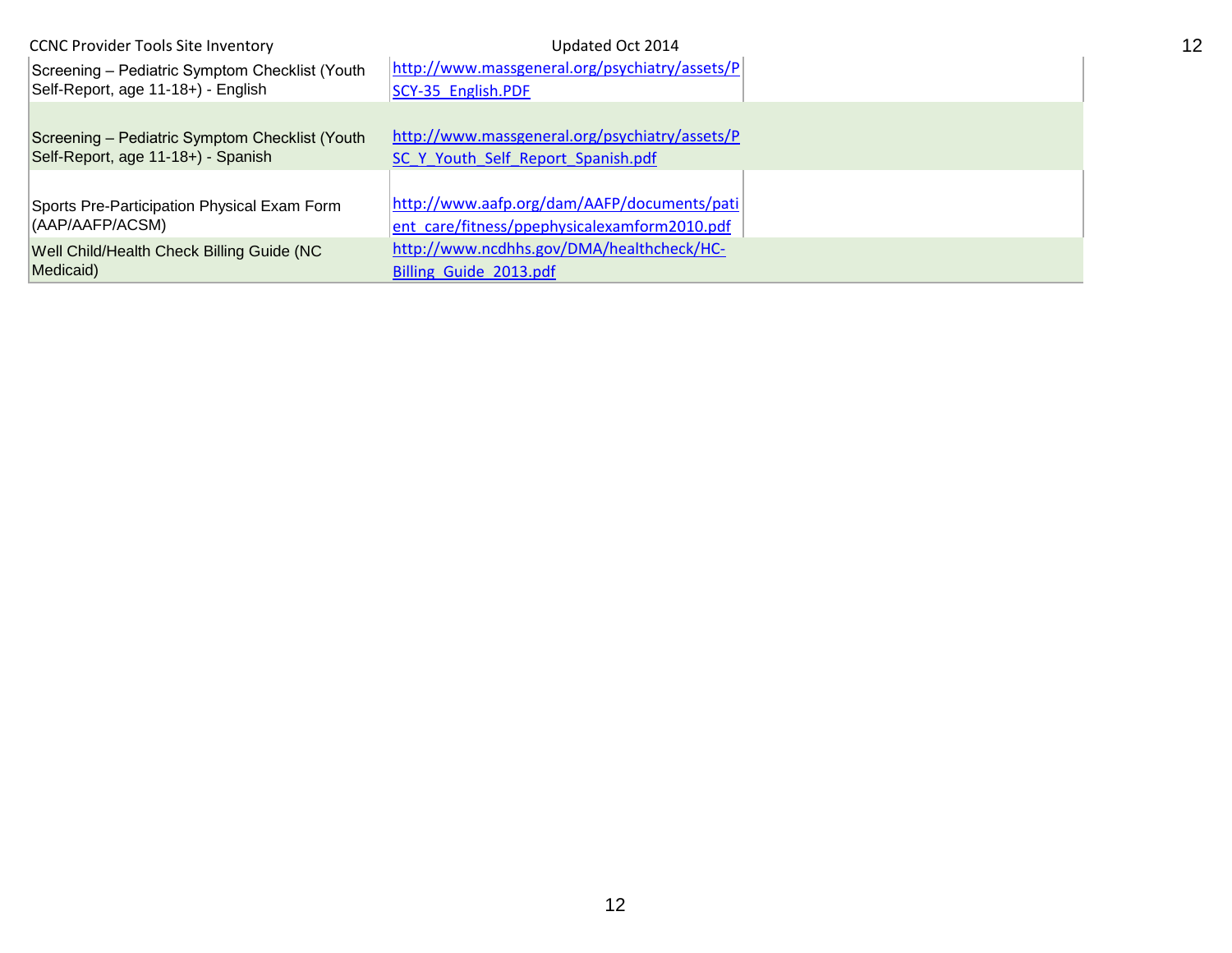| | | |
|---|---|---|
| Screening – Pediatric Symptom Checklist (Youth Self-Report, age 11-18+) - English | http://www.massgeneral.org/psychiatry/assets/PSCY-35_English.PDF | |
| Screening – Pediatric Symptom Checklist (Youth Self-Report, age 11-18+) - Spanish | http://www.massgeneral.org/psychiatry/assets/PSC_Y_Youth_Self_Report_Spanish.pdf | |
| Sports Pre-Participation Physical Exam Form (AAP/AAFP/ACSM) | http://www.aafp.org/dam/AAFP/documents/patient_care/fitness/ppephysicalexamform2010.pdf | |
| Well Child/Health Check Billing Guide (NC Medicaid) | http://www.ncdhhs.gov/DMA/healthcheck/HC-Billing_Guide_2013.pdf | |